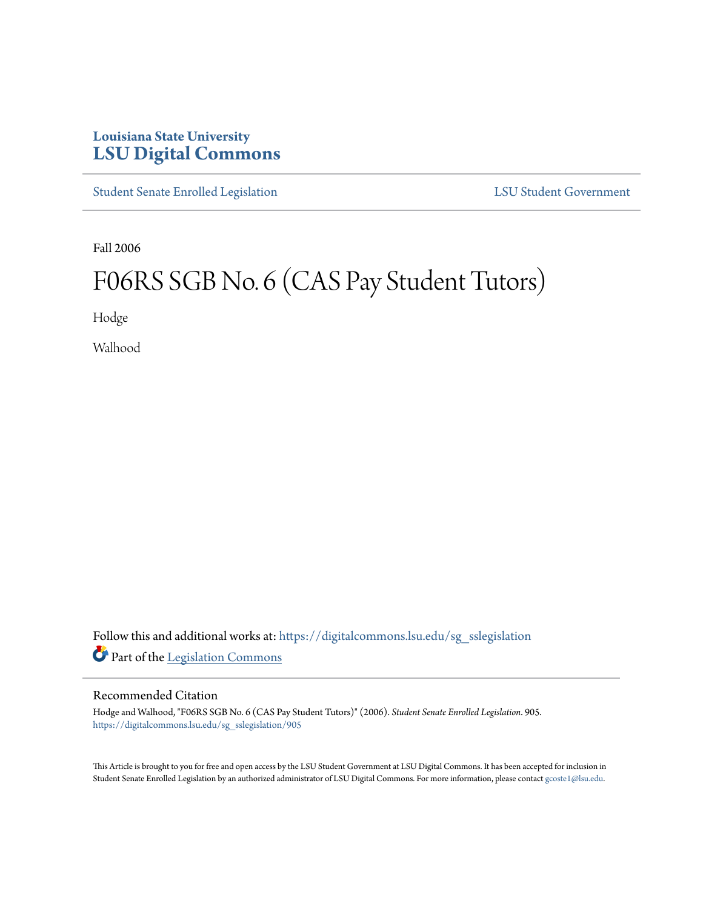Louisiana State University
**LSU Digital Commons**

Student Senate Enrolled Legislation | LSU Student Government

Fall 2006

# F06RS SGB No. 6 (CAS Pay Student Tutors)

Hodge

Walhood

Follow this and additional works at: https://digitalcommons.lsu.edu/sg_sslegislation

Part of the Legislation Commons

## Recommended Citation

Hodge and Walhood, "F06RS SGB No. 6 (CAS Pay Student Tutors)" (2006). *Student Senate Enrolled Legislation*. 905.
https://digitalcommons.lsu.edu/sg_sslegislation/905

This Article is brought to you for free and open access by the LSU Student Government at LSU Digital Commons. It has been accepted for inclusion in Student Senate Enrolled Legislation by an authorized administrator of LSU Digital Commons. For more information, please contact gcoste1@lsu.edu.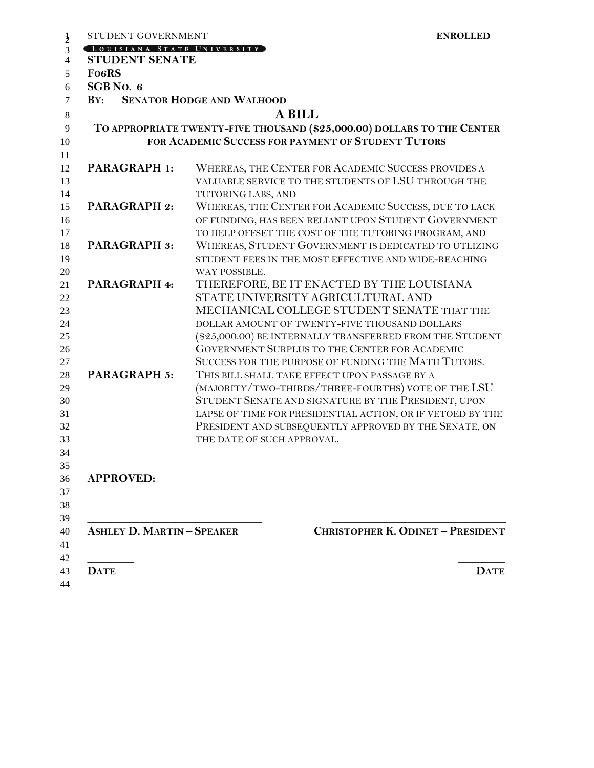STUDENT GOVERNMENT **ENROLLED**

LOUISIANA STATE UNIVERSITY

**STUDENT SENATE**

**F06RS**

**SGB NO. 6**

**BY: SENATOR HODGE AND WALHOOD**

# A BILL

**TO APPROPRIATE TWENTY-FIVE THOUSAND ($25,000.00) DOLLARS TO THE CENTER FOR ACADEMIC SUCCESS FOR PAYMENT OF STUDENT TUTORS**

**PARAGRAPH 1:** WHEREAS, THE CENTER FOR ACADEMIC SUCCESS PROVIDES A VALUABLE SERVICE TO THE STUDENTS OF LSU THROUGH THE TUTORING LABS, AND

**PARAGRAPH 2:** WHEREAS, THE CENTER FOR ACADEMIC SUCCESS, DUE TO LACK OF FUNDING, HAS BEEN RELIANT UPON STUDENT GOVERNMENT TO HELP OFFSET THE COST OF THE TUTORING PROGRAM, AND

**PARAGRAPH 3:** WHEREAS, STUDENT GOVERNMENT IS DEDICATED TO UTLIZING STUDENT FEES IN THE MOST EFFECTIVE AND WIDE-REACHING WAY POSSIBLE.

**PARAGRAPH 4:** THEREFORE, BE IT ENACTED BY THE LOUISIANA STATE UNIVERSITY AGRICULTURAL AND MECHANICAL COLLEGE STUDENT SENATE THAT THE DOLLAR AMOUNT OF TWENTY-FIVE THOUSAND DOLLARS ($25,000.00) BE INTERNALLY TRANSFERRED FROM THE STUDENT GOVERNMENT SURPLUS TO THE CENTER FOR ACADEMIC SUCCESS FOR THE PURPOSE OF FUNDING THE MATH TUTORS.

**PARAGRAPH 5:** THIS BILL SHALL TAKE EFFECT UPON PASSAGE BY A (MAJORITY/TWO-THIRDS/THREE-FOURTHS) VOTE OF THE LSU STUDENT SENATE AND SIGNATURE BY THE PRESIDENT, UPON LAPSE OF TIME FOR PRESIDENTIAL ACTION, OR IF VETOED BY THE PRESIDENT AND SUBSEQUENTLY APPROVED BY THE SENATE, ON THE DATE OF SUCH APPROVAL.

**APPROVED:**

\_\_\_\_\_\_\_\_\_\_\_\_\_\_\_\_\_\_\_\_\_\_\_\_\_\_\_\_\_\_ \_\_\_\_\_\_\_\_\_\_\_\_\_\_\_\_\_\_\_\_\_\_\_\_\_\_\_\_\_\_

**ASHLEY D. MARTIN – SPEAKER** **CHRISTOPHER K. ODINET – PRESIDENT**

\_\_\_\_\_\_\_\_ \_\_\_\_\_\_\_\_

**DATE** **DATE**